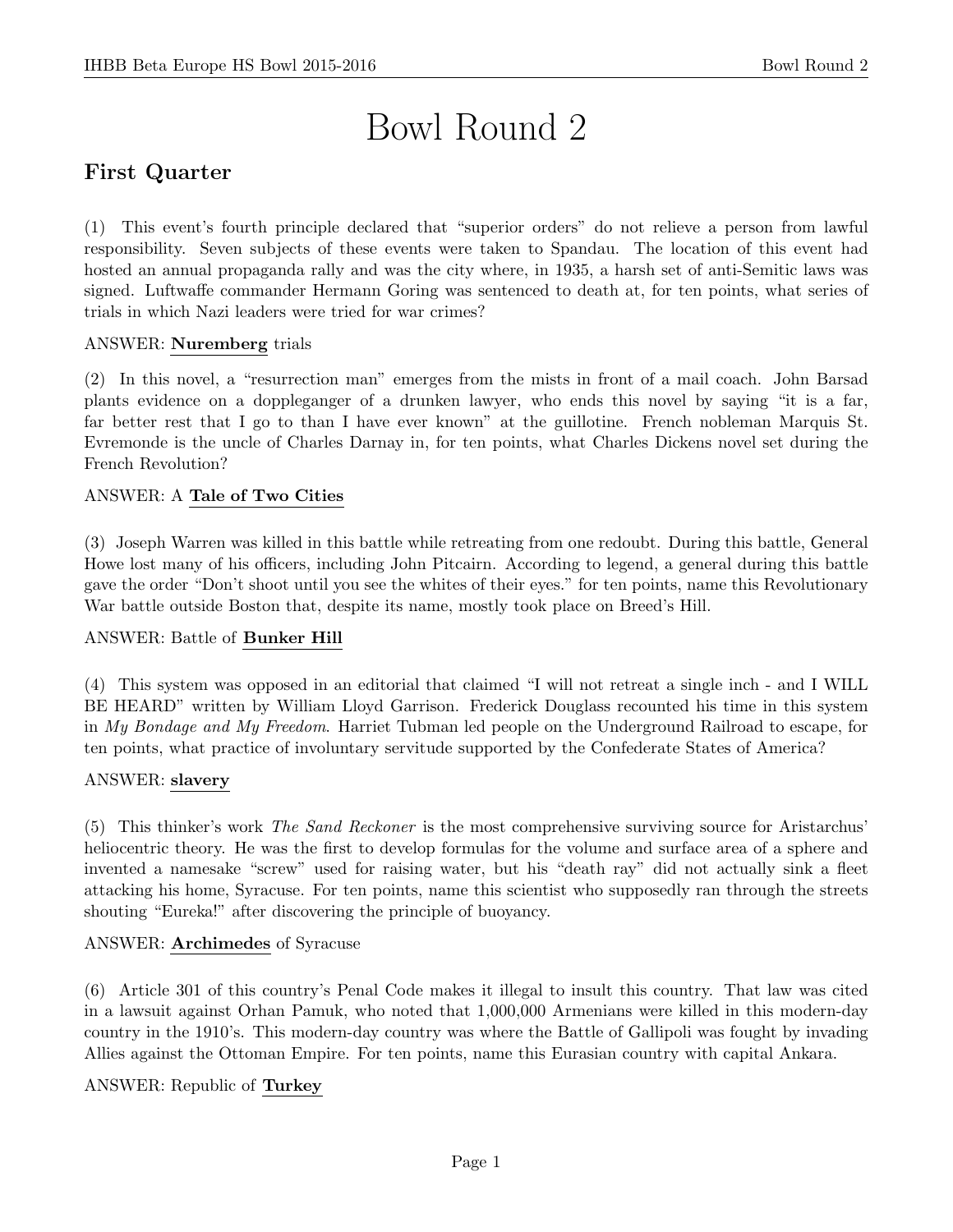# Bowl Round 2

## First Quarter

(1) This event's fourth principle declared that "superior orders" do not relieve a person from lawful responsibility. Seven subjects of these events were taken to Spandau. The location of this event had hosted an annual propaganda rally and was the city where, in 1935, a harsh set of anti-Semitic laws was signed. Luftwaffe commander Hermann Goring was sentenced to death at, for ten points, what series of trials in which Nazi leaders were tried for war crimes?

ANSWER: **Nuremberg** trials

(2) In this novel, a "resurrection man" emerges from the mists in front of a mail coach. John Barsad plants evidence on a doppleganger of a drunken lawyer, who ends this novel by saying "it is a far, far better rest that I go to than I have ever known" at the guillotine. French nobleman Marquis St. Evremonde is the uncle of Charles Darnay in, for ten points, what Charles Dickens novel set during the French Revolution?

ANSWER: A **Tale of Two Cities**

(3) Joseph Warren was killed in this battle while retreating from one redoubt. During this battle, General Howe lost many of his officers, including John Pitcairn. According to legend, a general during this battle gave the order "Don't shoot until you see the whites of their eyes." for ten points, name this Revolutionary War battle outside Boston that, despite its name, mostly took place on Breed's Hill.

ANSWER: Battle of **Bunker Hill**

(4) This system was opposed in an editorial that claimed "I will not retreat a single inch - and I WILL BE HEARD" written by William Lloyd Garrison. Frederick Douglass recounted his time in this system in *My Bondage and My Freedom*. Harriet Tubman led people on the Underground Railroad to escape, for ten points, what practice of involuntary servitude supported by the Confederate States of America?

ANSWER: **slavery**

(5) This thinker's work *The Sand Reckoner* is the most comprehensive surviving source for Aristarchus' heliocentric theory. He was the first to develop formulas for the volume and surface area of a sphere and invented a namesake "screw" used for raising water, but his "death ray" did not actually sink a fleet attacking his home, Syracuse. For ten points, name this scientist who supposedly ran through the streets shouting "Eureka!" after discovering the principle of buoyancy.

ANSWER: **Archimedes** of Syracuse

(6) Article 301 of this country's Penal Code makes it illegal to insult this country. That law was cited in a lawsuit against Orhan Pamuk, who noted that 1,000,000 Armenians were killed in this modern-day country in the 1910's. This modern-day country was where the Battle of Gallipoli was fought by invading Allies against the Ottoman Empire. For ten points, name this Eurasian country with capital Ankara.

ANSWER: Republic of **Turkey**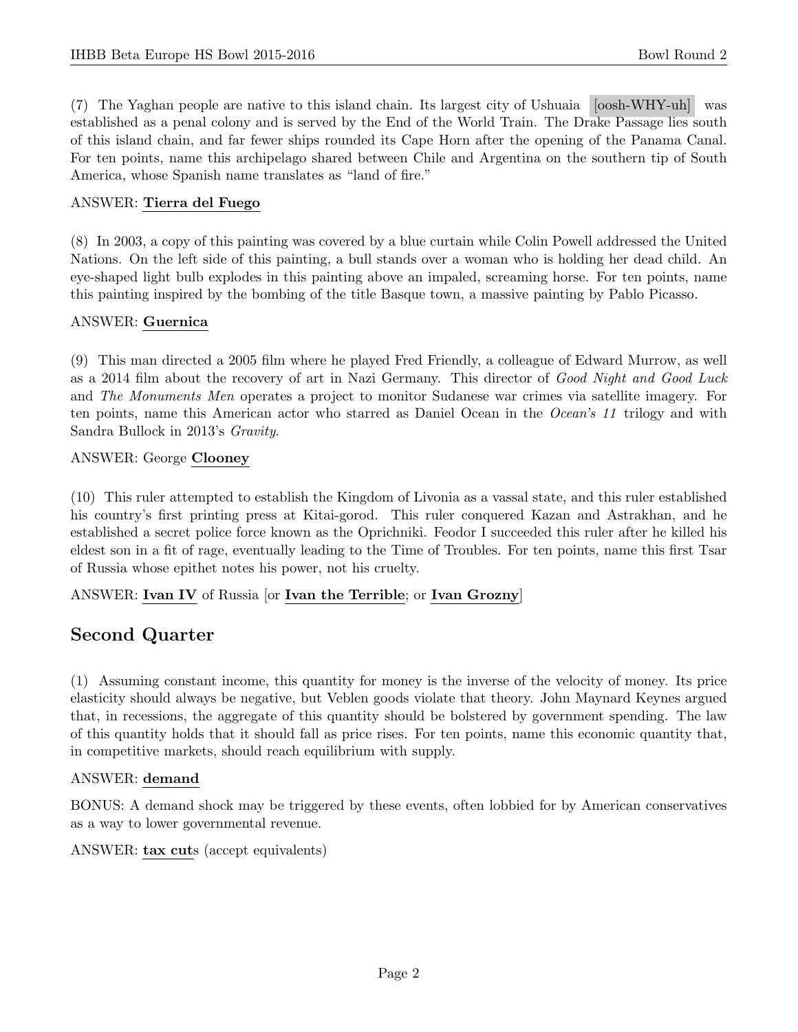(7) The Yaghan people are native to this island chain. Its largest city of Ushuaia [oosh-WHY-uh] was established as a penal colony and is served by the End of the World Train. The Drake Passage lies south of this island chain, and far fewer ships rounded its Cape Horn after the opening of the Panama Canal. For ten points, name this archipelago shared between Chile and Argentina on the southern tip of South America, whose Spanish name translates as "land of fire."

ANSWER: **Tierra del Fuego**

(8) In 2003, a copy of this painting was covered by a blue curtain while Colin Powell addressed the United Nations. On the left side of this painting, a bull stands over a woman who is holding her dead child. An eye-shaped light bulb explodes in this painting above an impaled, screaming horse. For ten points, name this painting inspired by the bombing of the title Basque town, a massive painting by Pablo Picasso.

ANSWER: **Guernica**

(9) This man directed a 2005 film where he played Fred Friendly, a colleague of Edward Murrow, as well as a 2014 film about the recovery of art in Nazi Germany. This director of *Good Night and Good Luck* and *The Monuments Men* operates a project to monitor Sudanese war crimes via satellite imagery. For ten points, name this American actor who starred as Daniel Ocean in the *Ocean's 11* trilogy and with Sandra Bullock in 2013's *Gravity*.

ANSWER: George **Clooney**

(10) This ruler attempted to establish the Kingdom of Livonia as a vassal state, and this ruler established his country's first printing press at Kitai-gorod. This ruler conquered Kazan and Astrakhan, and he established a secret police force known as the Oprichniki. Feodor I succeeded this ruler after he killed his eldest son in a fit of rage, eventually leading to the Time of Troubles. For ten points, name this first Tsar of Russia whose epithet notes his power, not his cruelty.

ANSWER: **Ivan IV** of Russia [or **Ivan the Terrible**; or **Ivan Grozny**]

## Second Quarter

(1) Assuming constant income, this quantity for money is the inverse of the velocity of money. Its price elasticity should always be negative, but Veblen goods violate that theory. John Maynard Keynes argued that, in recessions, the aggregate of this quantity should be bolstered by government spending. The law of this quantity holds that it should fall as price rises. For ten points, name this economic quantity that, in competitive markets, should reach equilibrium with supply.

ANSWER: **demand**

BONUS: A demand shock may be triggered by these events, often lobbied for by American conservatives as a way to lower governmental revenue.

ANSWER: **tax cut**s (accept equivalents)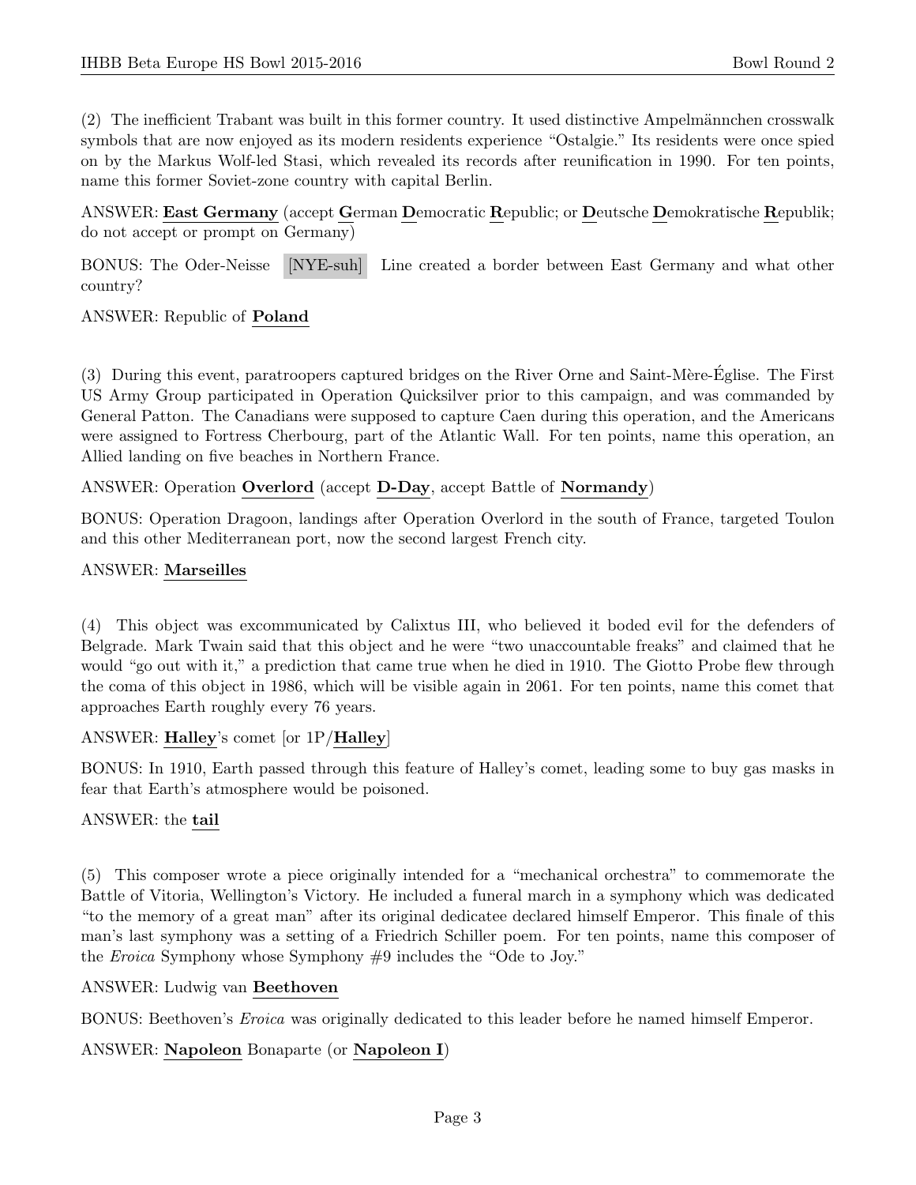(2) The inefficient Trabant was built in this former country. It used distinctive Ampelmännchen crosswalk symbols that are now enjoyed as its modern residents experience "Ostalgie." Its residents were once spied on by the Markus Wolf-led Stasi, which revealed its records after reunification in 1990. For ten points, name this former Soviet-zone country with capital Berlin.

ANSWER: **East Germany** (accept **G**erman **D**emocratic **R**epublic; or **D**eutsche **D**emokratische **R**epublik; do not accept or prompt on Germany)

BONUS: The Oder-Neisse [NYE-suh] Line created a border between East Germany and what other country?

ANSWER: Republic of **Poland**

(3) During this event, paratroopers captured bridges on the River Orne and Saint-Mère-Église. The First US Army Group participated in Operation Quicksilver prior to this campaign, and was commanded by General Patton. The Canadians were supposed to capture Caen during this operation, and the Americans were assigned to Fortress Cherbourg, part of the Atlantic Wall. For ten points, name this operation, an Allied landing on five beaches in Northern France.

ANSWER: Operation **Overlord** (accept **D-Day**, accept Battle of **Normandy**)

BONUS: Operation Dragoon, landings after Operation Overlord in the south of France, targeted Toulon and this other Mediterranean port, now the second largest French city.

ANSWER: **Marseilles**

(4) This object was excommunicated by Calixtus III, who believed it boded evil for the defenders of Belgrade. Mark Twain said that this object and he were "two unaccountable freaks" and claimed that he would "go out with it," a prediction that came true when he died in 1910. The Giotto Probe flew through the coma of this object in 1986, which will be visible again in 2061. For ten points, name this comet that approaches Earth roughly every 76 years.

ANSWER: **Halley**'s comet [or 1P/**Halley**]

BONUS: In 1910, Earth passed through this feature of Halley's comet, leading some to buy gas masks in fear that Earth's atmosphere would be poisoned.

ANSWER: the **tail**

(5) This composer wrote a piece originally intended for a "mechanical orchestra" to commemorate the Battle of Vitoria, Wellington's Victory. He included a funeral march in a symphony which was dedicated "to the memory of a great man" after its original dedicatee declared himself Emperor. This finale of this man's last symphony was a setting of a Friedrich Schiller poem. For ten points, name this composer of the *Eroica* Symphony whose Symphony #9 includes the "Ode to Joy."

ANSWER: Ludwig van **Beethoven**

BONUS: Beethoven's *Eroica* was originally dedicated to this leader before he named himself Emperor.

ANSWER: **Napoleon** Bonaparte (or **Napoleon I**)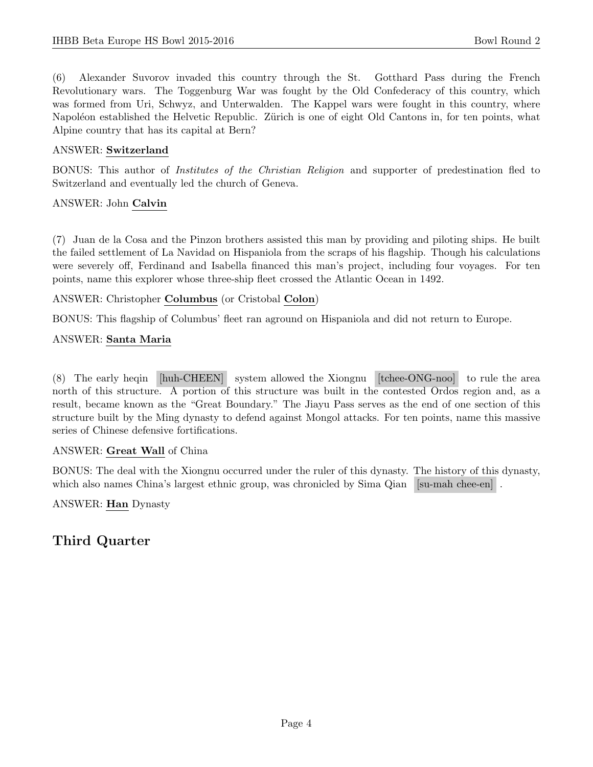(6) Alexander Suvorov invaded this country through the St. Gotthard Pass during the French Revolutionary wars. The Toggenburg War was fought by the Old Confederacy of this country, which was formed from Uri, Schwyz, and Unterwalden. The Kappel wars were fought in this country, where Napoléon established the Helvetic Republic. Zürich is one of eight Old Cantons in, for ten points, what Alpine country that has its capital at Bern?

ANSWER: **Switzerland**

BONUS: This author of *Institutes of the Christian Religion* and supporter of predestination fled to Switzerland and eventually led the church of Geneva.

ANSWER: John **Calvin**

(7) Juan de la Cosa and the Pinzon brothers assisted this man by providing and piloting ships. He built the failed settlement of La Navidad on Hispaniola from the scraps of his flagship. Though his calculations were severely off, Ferdinand and Isabella financed this man's project, including four voyages. For ten points, name this explorer whose three-ship fleet crossed the Atlantic Ocean in 1492.

ANSWER: Christopher **Columbus** (or Cristobal **Colon**)

BONUS: This flagship of Columbus' fleet ran aground on Hispaniola and did not return to Europe.

ANSWER: **Santa Maria**

(8) The early heqin [huh-CHEEN] system allowed the Xiongnu [tchee-ONG-noo] to rule the area north of this structure. A portion of this structure was built in the contested Ordos region and, as a result, became known as the "Great Boundary." The Jiayu Pass serves as the end of one section of this structure built by the Ming dynasty to defend against Mongol attacks. For ten points, name this massive series of Chinese defensive fortifications.

ANSWER: **Great Wall** of China

BONUS: The deal with the Xiongnu occurred under the ruler of this dynasty. The history of this dynasty, which also names China's largest ethnic group, was chronicled by Sima Qian [su-mah chee-en] .

ANSWER: **Han** Dynasty

## Third Quarter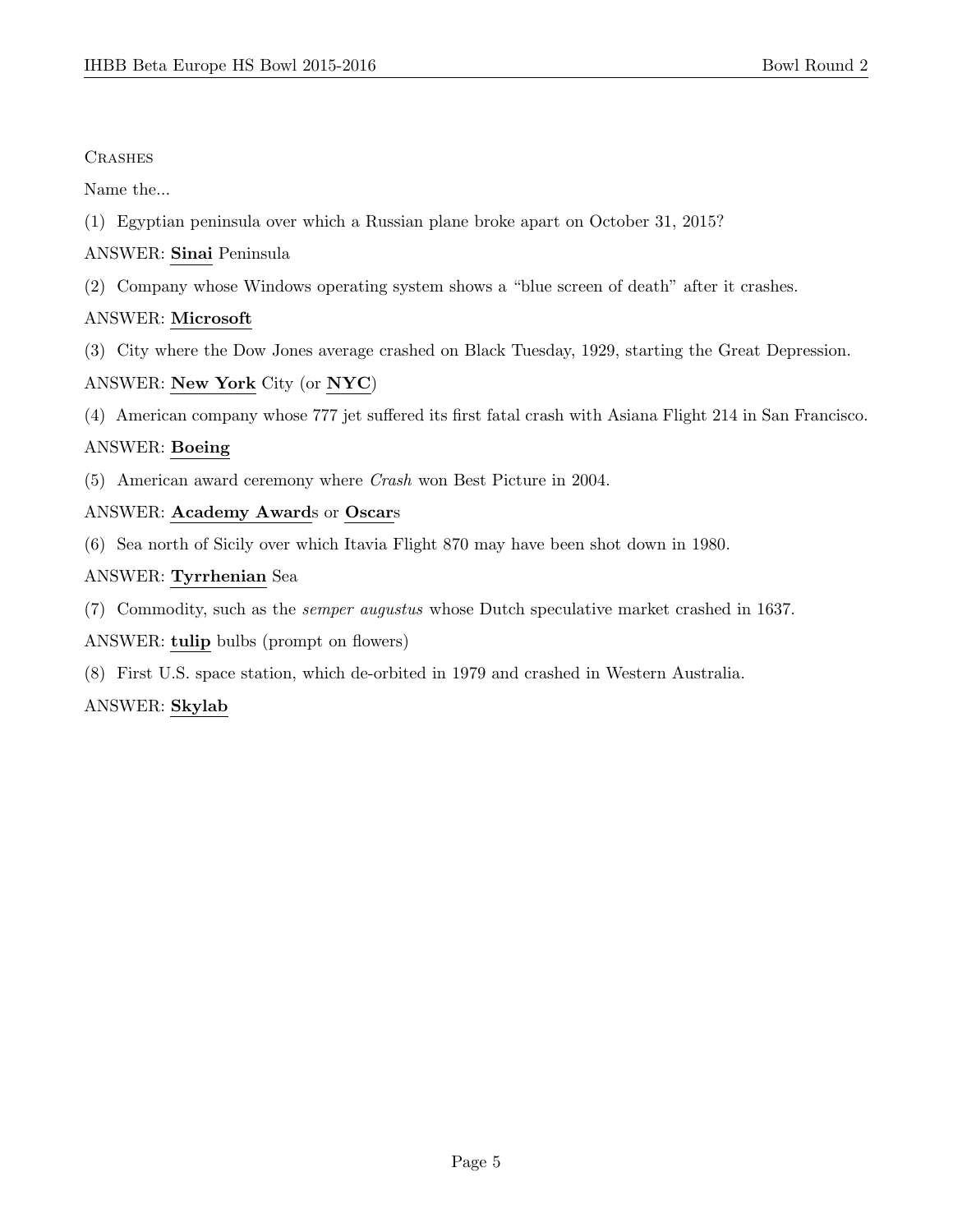Crashes

Name the...

(1) Egyptian peninsula over which a Russian plane broke apart on October 31, 2015?

ANSWER: **Sinai** Peninsula

(2) Company whose Windows operating system shows a "blue screen of death" after it crashes.

ANSWER: **Microsoft**

(3) City where the Dow Jones average crashed on Black Tuesday, 1929, starting the Great Depression.

ANSWER: **New York** City (or **NYC**)

(4) American company whose 777 jet suffered its first fatal crash with Asiana Flight 214 in San Francisco.

ANSWER: **Boeing**

(5) American award ceremony where *Crash* won Best Picture in 2004.

ANSWER: **Academy Award**s or **Oscar**s

(6) Sea north of Sicily over which Itavia Flight 870 may have been shot down in 1980.

ANSWER: **Tyrrhenian** Sea

(7) Commodity, such as the *semper augustus* whose Dutch speculative market crashed in 1637.

ANSWER: **tulip** bulbs (prompt on flowers)

(8) First U.S. space station, which de-orbited in 1979 and crashed in Western Australia.

ANSWER: **Skylab**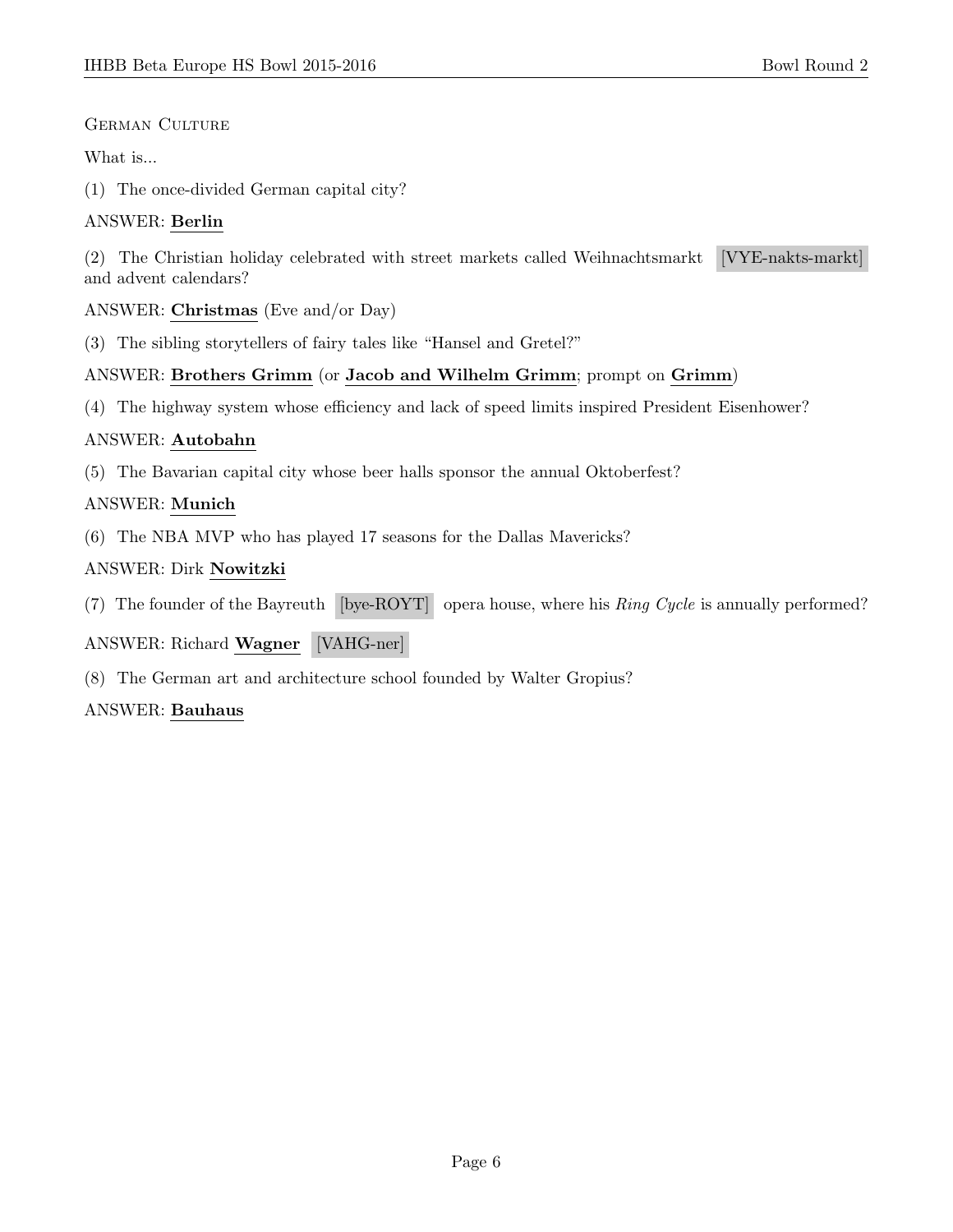German Culture

What is...

(1) The once-divided German capital city?

ANSWER: **Berlin**

(2) The Christian holiday celebrated with street markets called Weihnachtsmarkt [VYE-nakts-markt] and advent calendars?

ANSWER: **Christmas** (Eve and/or Day)

(3) The sibling storytellers of fairy tales like "Hansel and Gretel?"

ANSWER: **Brothers Grimm** (or **Jacob and Wilhelm Grimm**; prompt on **Grimm**)

(4) The highway system whose efficiency and lack of speed limits inspired President Eisenhower?

ANSWER: **Autobahn**

(5) The Bavarian capital city whose beer halls sponsor the annual Oktoberfest?

ANSWER: **Munich**

(6) The NBA MVP who has played 17 seasons for the Dallas Mavericks?

ANSWER: Dirk **Nowitzki**

(7) The founder of the Bayreuth [bye-ROYT] opera house, where his *Ring Cycle* is annually performed?

ANSWER: Richard **Wagner** [VAHG-ner]

(8) The German art and architecture school founded by Walter Gropius?

ANSWER: **Bauhaus**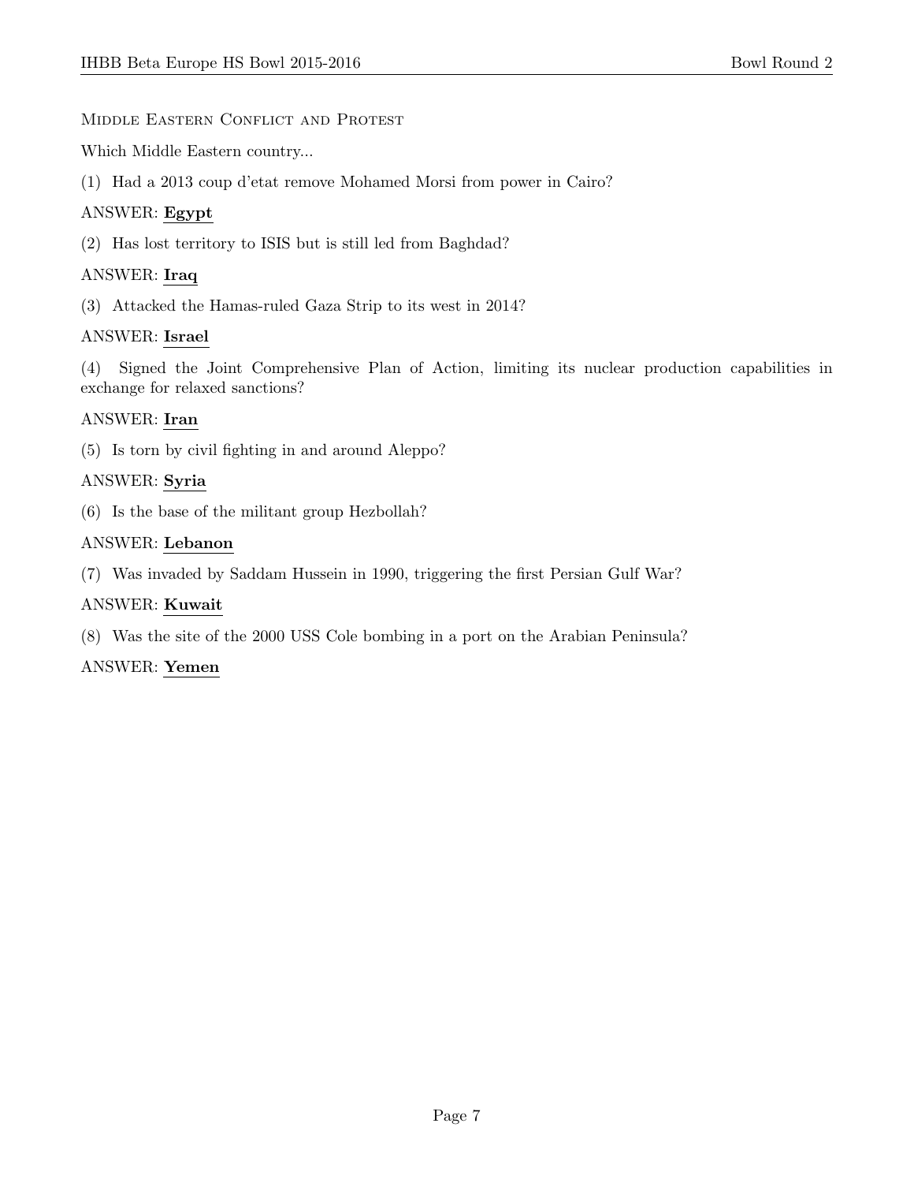## Middle Eastern Conflict and Protest

Which Middle Eastern country...

(1) Had a 2013 coup d'etat remove Mohamed Morsi from power in Cairo?

ANSWER: **Egypt**

(2) Has lost territory to ISIS but is still led from Baghdad?

ANSWER: **Iraq**

(3) Attacked the Hamas-ruled Gaza Strip to its west in 2014?

ANSWER: **Israel**

(4) Signed the Joint Comprehensive Plan of Action, limiting its nuclear production capabilities in exchange for relaxed sanctions?

ANSWER: **Iran**

(5) Is torn by civil fighting in and around Aleppo?

ANSWER: **Syria**

(6) Is the base of the militant group Hezbollah?

ANSWER: **Lebanon**

(7) Was invaded by Saddam Hussein in 1990, triggering the first Persian Gulf War?

ANSWER: **Kuwait**

(8) Was the site of the 2000 USS Cole bombing in a port on the Arabian Peninsula?

ANSWER: **Yemen**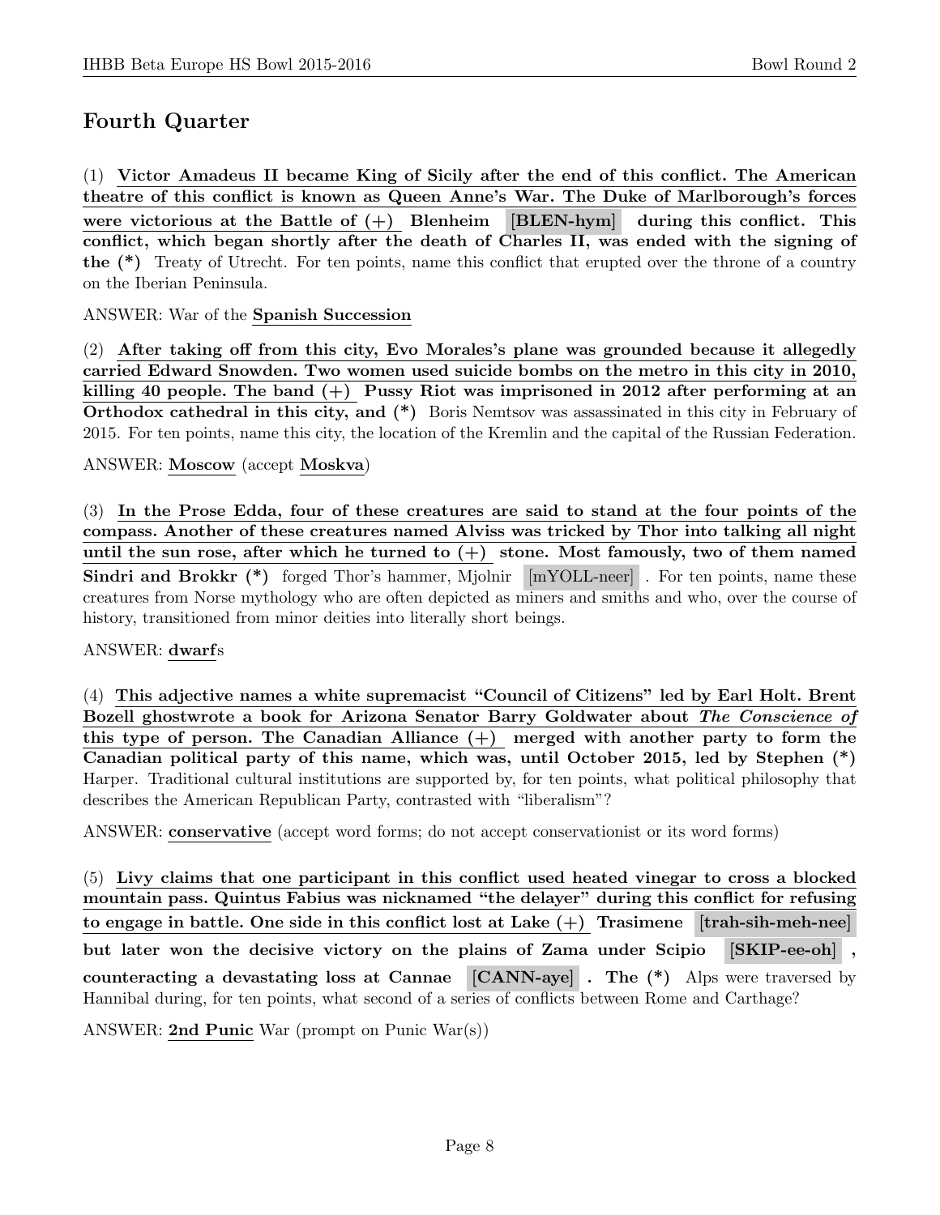## Fourth Quarter

(1) **Victor Amadeus II became King of Sicily after the end of this conflict. The American theatre of this conflict is known as Queen Anne's War. The Duke of Marlborough's forces were victorious at the Battle of (+) Blenheim [BLEN-hym] during this conflict. This conflict, which began shortly after the death of Charles II, was ended with the signing of the (*)** Treaty of Utrecht. For ten points, name this conflict that erupted over the throne of a country on the Iberian Peninsula.

ANSWER: War of the **Spanish Succession**

(2) **After taking off from this city, Evo Morales's plane was grounded because it allegedly carried Edward Snowden. Two women used suicide bombs on the metro in this city in 2010, killing 40 people. The band (+) Pussy Riot was imprisoned in 2012 after performing at an Orthodox cathedral in this city, and (*)** Boris Nemtsov was assassinated in this city in February of 2015. For ten points, name this city, the location of the Kremlin and the capital of the Russian Federation.

ANSWER: **Moscow** (accept **Moskva**)

(3) **In the Prose Edda, four of these creatures are said to stand at the four points of the compass. Another of these creatures named Alviss was tricked by Thor into talking all night until the sun rose, after which he turned to (+) stone. Most famously, two of them named Sindri and Brokkr (*)** forged Thor's hammer, Mjolnir [mYOLL-neer]. For ten points, name these creatures from Norse mythology who are often depicted as miners and smiths and who, over the course of history, transitioned from minor deities into literally short beings.

ANSWER: **dwarf**s

(4) **This adjective names a white supremacist "Council of Citizens" led by Earl Holt. Brent Bozell ghostwrote a book for Arizona Senator Barry Goldwater about *The Conscience of* this type of person. The Canadian Alliance (+) merged with another party to form the Canadian political party of this name, which was, until October 2015, led by Stephen (*)** Harper. Traditional cultural institutions are supported by, for ten points, what political philosophy that describes the American Republican Party, contrasted with "liberalism"?

ANSWER: **conservative** (accept word forms; do not accept conservationist or its word forms)

(5) **Livy claims that one participant in this conflict used heated vinegar to cross a blocked mountain pass. Quintus Fabius was nicknamed "the delayer" during this conflict for refusing to engage in battle. One side in this conflict lost at Lake (+) Trasimene [trah-sih-meh-nee] but later won the decisive victory on the plains of Zama under Scipio [SKIP-ee-oh], counteracting a devastating loss at Cannae [CANN-aye]. The (*)** Alps were traversed by Hannibal during, for ten points, what second of a series of conflicts between Rome and Carthage?

ANSWER: **2nd Punic** War (prompt on Punic War(s))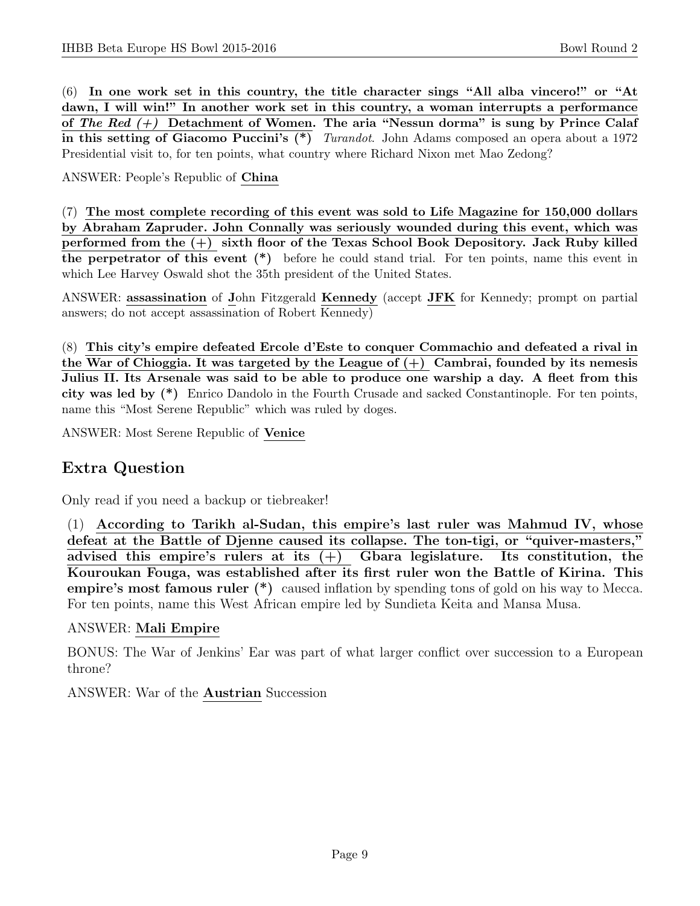(6) **In one work set in this country, the title character sings "All alba vincero!" or "At dawn, I will win!" In another work set in this country, a woman interrupts a performance of *The Red (+)* Detachment of Women. The aria "Nessun dorma" is sung by Prince Calaf in this setting of Giacomo Puccini's (*)** *Turandot*. John Adams composed an opera about a 1972 Presidential visit to, for ten points, what country where Richard Nixon met Mao Zedong?

ANSWER: People's Republic of **China**

(7) **The most complete recording of this event was sold to Life Magazine for 150,000 dollars by Abraham Zapruder. John Connally was seriously wounded during this event, which was performed from the (+) sixth floor of the Texas School Book Depository. Jack Ruby killed the perpetrator of this event (*)** before he could stand trial. For ten points, name this event in which Lee Harvey Oswald shot the 35th president of the United States.

ANSWER: **assassination** of **J**ohn Fitzgerald **Kennedy** (accept **JFK** for Kennedy; prompt on partial answers; do not accept assassination of Robert Kennedy)

(8) **This city's empire defeated Ercole d'Este to conquer Commachio and defeated a rival in the War of Chioggia. It was targeted by the League of (+) Cambrai, founded by its nemesis Julius II. Its Arsenale was said to be able to produce one warship a day. A fleet from this city was led by (*)** Enrico Dandolo in the Fourth Crusade and sacked Constantinople. For ten points, name this "Most Serene Republic" which was ruled by doges.

ANSWER: Most Serene Republic of **Venice**

## Extra Question

Only read if you need a backup or tiebreaker!

(1) **According to Tarikh al-Sudan, this empire's last ruler was Mahmud IV, whose defeat at the Battle of Djenne caused its collapse. The ton-tigi, or "quiver-masters," advised this empire's rulers at its (+) Gbara legislature. Its constitution, the Kouroukan Fouga, was established after its first ruler won the Battle of Kirina. This empire's most famous ruler (*)** caused inflation by spending tons of gold on his way to Mecca. For ten points, name this West African empire led by Sundieta Keita and Mansa Musa.

ANSWER: **Mali Empire**

BONUS: The War of Jenkins' Ear was part of what larger conflict over succession to a European throne?

ANSWER: War of the **Austrian** Succession